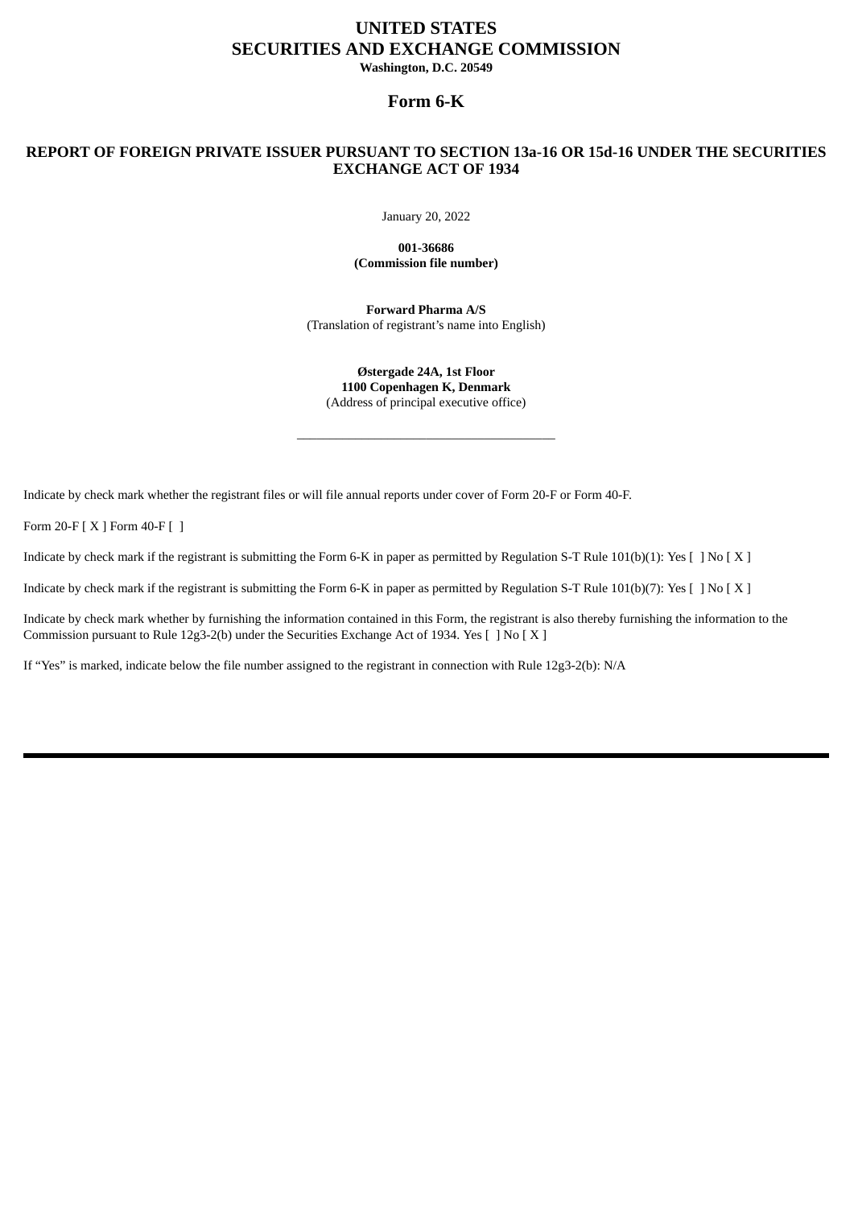# UNITED STATES
# SECURITIES AND EXCHANGE COMMISSION

**Washington, D.C. 20549**

## Form 6-K

### REPORT OF FOREIGN PRIVATE ISSUER PURSUANT TO SECTION 13a-16 OR 15d-16 UNDER THE SECURITIES EXCHANGE ACT OF 1934

January 20, 2022

**001-36686**
**(Commission file number)**

**Forward Pharma A/S**
(Translation of registrant's name into English)

**Østergade 24A, 1st Floor**
**1100 Copenhagen K, Denmark**
(Address of principal executive office)

---

Indicate by check mark whether the registrant files or will file annual reports under cover of Form 20-F or Form 40-F.

Form 20-F [ X ] Form 40-F [ ]

Indicate by check mark if the registrant is submitting the Form 6-K in paper as permitted by Regulation S-T Rule 101(b)(1): Yes [ ] No [ X ]

Indicate by check mark if the registrant is submitting the Form 6-K in paper as permitted by Regulation S-T Rule 101(b)(7): Yes [ ] No [ X ]

Indicate by check mark whether by furnishing the information contained in this Form, the registrant is also thereby furnishing the information to the Commission pursuant to Rule 12g3-2(b) under the Securities Exchange Act of 1934. Yes [ ] No [ X ]

If "Yes" is marked, indicate below the file number assigned to the registrant in connection with Rule 12g3-2(b): N/A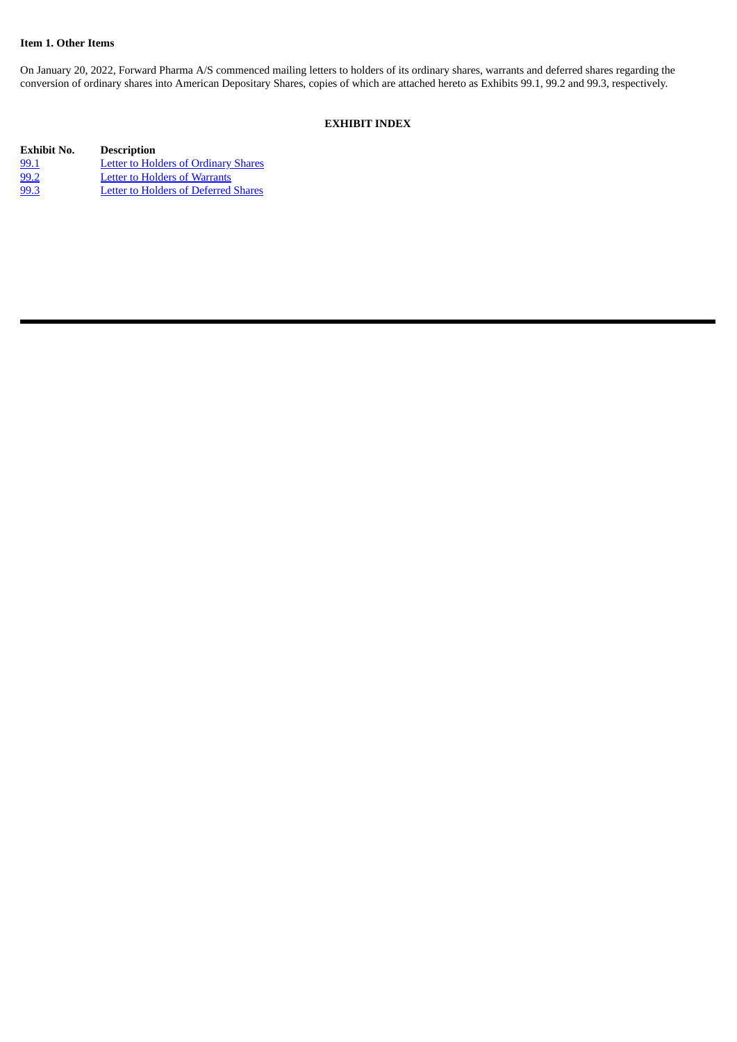**Item 1. Other Items**

On January 20, 2022, Forward Pharma A/S commenced mailing letters to holders of its ordinary shares, warrants and deferred shares regarding the conversion of ordinary shares into American Depositary Shares, copies of which are attached hereto as Exhibits 99.1, 99.2 and 99.3, respectively.

**EXHIBIT INDEX**

| Exhibit No. | Description |
|---|---|
| 99.1 | Letter to Holders of Ordinary Shares |
| 99.2 | Letter to Holders of Warrants |
| 99.3 | Letter to Holders of Deferred Shares |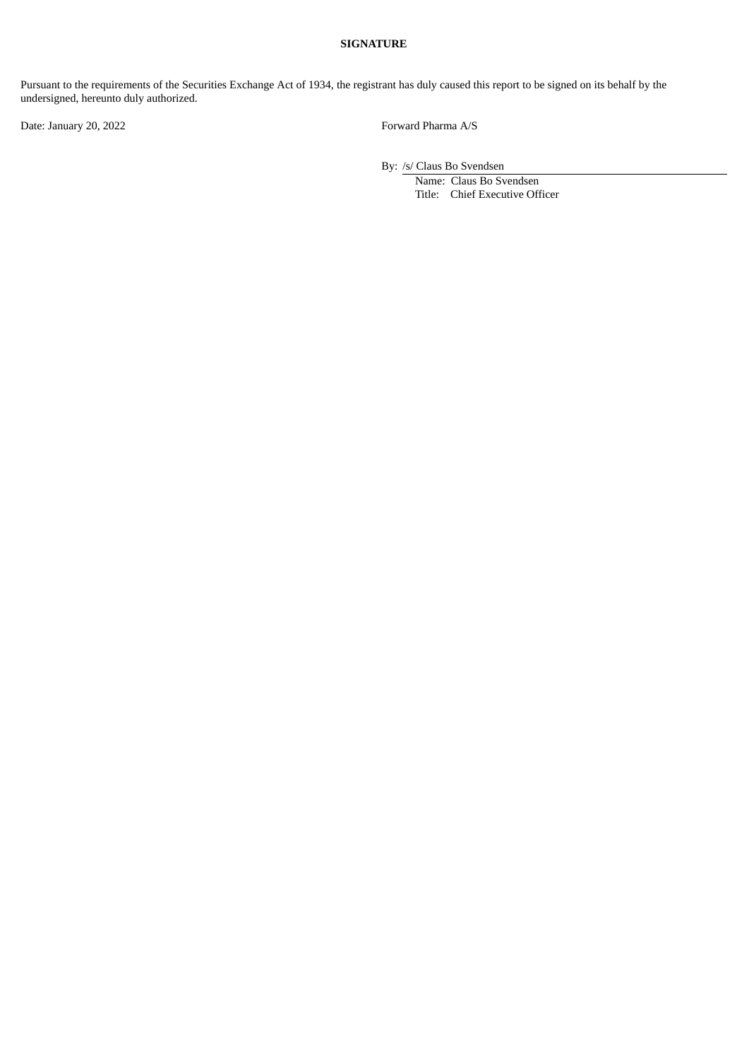**SIGNATURE**

Pursuant to the requirements of the Securities Exchange Act of 1934, the registrant has duly caused this report to be signed on its behalf by the undersigned, hereunto duly authorized.

Date: January 20, 2022

Forward Pharma A/S

By: /s/ Claus Bo Svendsen

Name: Claus Bo Svendsen

Title: Chief Executive Officer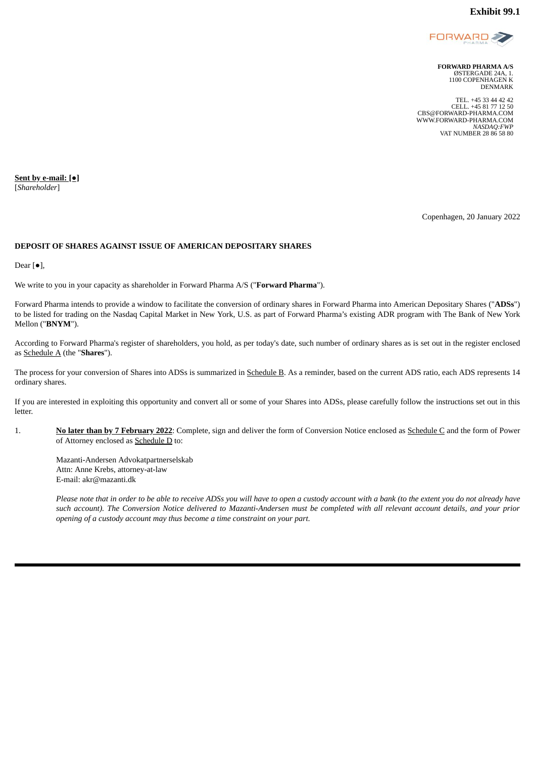**Exhibit 99.1**

**FORWARD PHARMA A/S**
ØSTERGADE 24A, 1.
1100 COPENHAGEN K
DENMARK

TEL. +45 33 44 42 42
CELL. +45 81 77 12 50
CBS@FORWARD-PHARMA.COM
WWW.FORWARD-PHARMA.COM
*NASDAQ:FWP*
VAT NUMBER 28 86 58 80

**Sent by e-mail: [●]**
[*Shareholder*]

Copenhagen, 20 January 2022

**DEPOSIT OF SHARES AGAINST ISSUE OF AMERICAN DEPOSITARY SHARES**

Dear [●],

We write to you in your capacity as shareholder in Forward Pharma A/S ("**Forward Pharma**").

Forward Pharma intends to provide a window to facilitate the conversion of ordinary shares in Forward Pharma into American Depositary Shares ("**ADSs**") to be listed for trading on the Nasdaq Capital Market in New York, U.S. as part of Forward Pharma's existing ADR program with The Bank of New York Mellon ("**BNYM**").

According to Forward Pharma's register of shareholders, you hold, as per today's date, such number of ordinary shares as is set out in the register enclosed as Schedule A (the "**Shares**").

The process for your conversion of Shares into ADSs is summarized in Schedule B. As a reminder, based on the current ADS ratio, each ADS represents 14 ordinary shares.

If you are interested in exploiting this opportunity and convert all or some of your Shares into ADSs, please carefully follow the instructions set out in this letter.

1. **No later than by 7 February 2022**: Complete, sign and deliver the form of Conversion Notice enclosed as Schedule C and the form of Power of Attorney enclosed as Schedule D to:

   Mazanti-Andersen Advokatpartnerselskab
   Attn: Anne Krebs, attorney-at-law
   E-mail: akr@mazanti.dk

   *Please note that in order to be able to receive ADSs you will have to open a custody account with a bank (to the extent you do not already have such account). The Conversion Notice delivered to Mazanti-Andersen must be completed with all relevant account details, and your prior opening of a custody account may thus become a time constraint on your part.*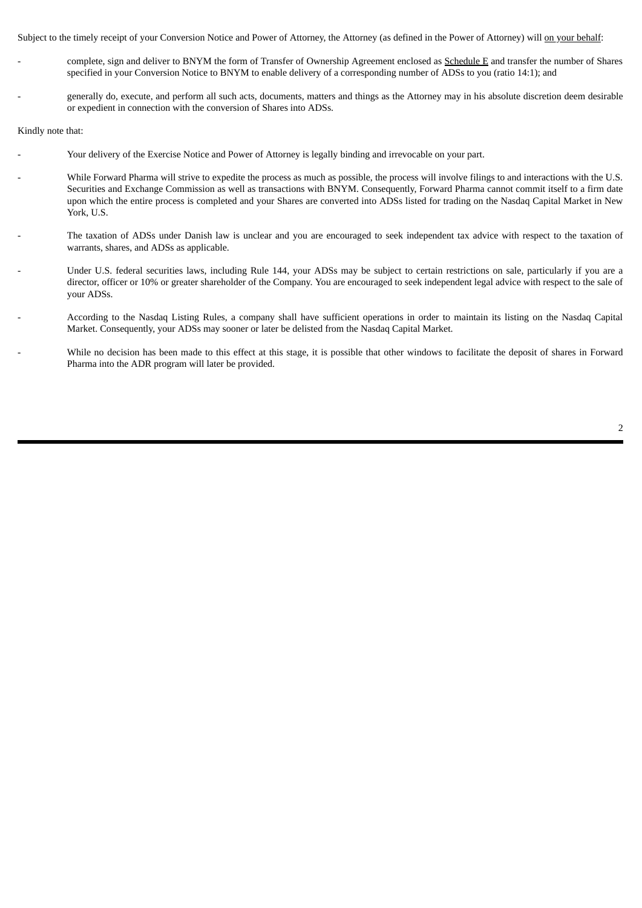Subject to the timely receipt of your Conversion Notice and Power of Attorney, the Attorney (as defined in the Power of Attorney) will on your behalf:

- complete, sign and deliver to BNYM the form of Transfer of Ownership Agreement enclosed as Schedule E and transfer the number of Shares specified in your Conversion Notice to BNYM to enable delivery of a corresponding number of ADSs to you (ratio 14:1); and
- generally do, execute, and perform all such acts, documents, matters and things as the Attorney may in his absolute discretion deem desirable or expedient in connection with the conversion of Shares into ADSs.

Kindly note that:

- Your delivery of the Exercise Notice and Power of Attorney is legally binding and irrevocable on your part.
- While Forward Pharma will strive to expedite the process as much as possible, the process will involve filings to and interactions with the U.S. Securities and Exchange Commission as well as transactions with BNYM. Consequently, Forward Pharma cannot commit itself to a firm date upon which the entire process is completed and your Shares are converted into ADSs listed for trading on the Nasdaq Capital Market in New York, U.S.
- The taxation of ADSs under Danish law is unclear and you are encouraged to seek independent tax advice with respect to the taxation of warrants, shares, and ADSs as applicable.
- Under U.S. federal securities laws, including Rule 144, your ADSs may be subject to certain restrictions on sale, particularly if you are a director, officer or 10% or greater shareholder of the Company. You are encouraged to seek independent legal advice with respect to the sale of your ADSs.
- According to the Nasdaq Listing Rules, a company shall have sufficient operations in order to maintain its listing on the Nasdaq Capital Market. Consequently, your ADSs may sooner or later be delisted from the Nasdaq Capital Market.
- While no decision has been made to this effect at this stage, it is possible that other windows to facilitate the deposit of shares in Forward Pharma into the ADR program will later be provided.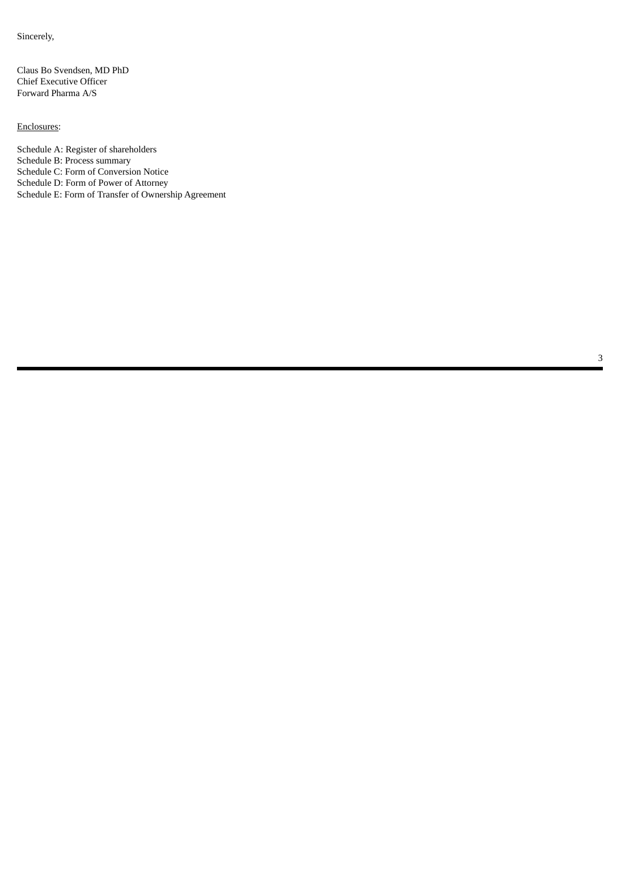Sincerely,

Claus Bo Svendsen, MD PhD
Chief Executive Officer
Forward Pharma A/S

<u>Enclosures</u>:

Schedule A: Register of shareholders
Schedule B: Process summary
Schedule C: Form of Conversion Notice
Schedule D: Form of Power of Attorney
Schedule E: Form of Transfer of Ownership Agreement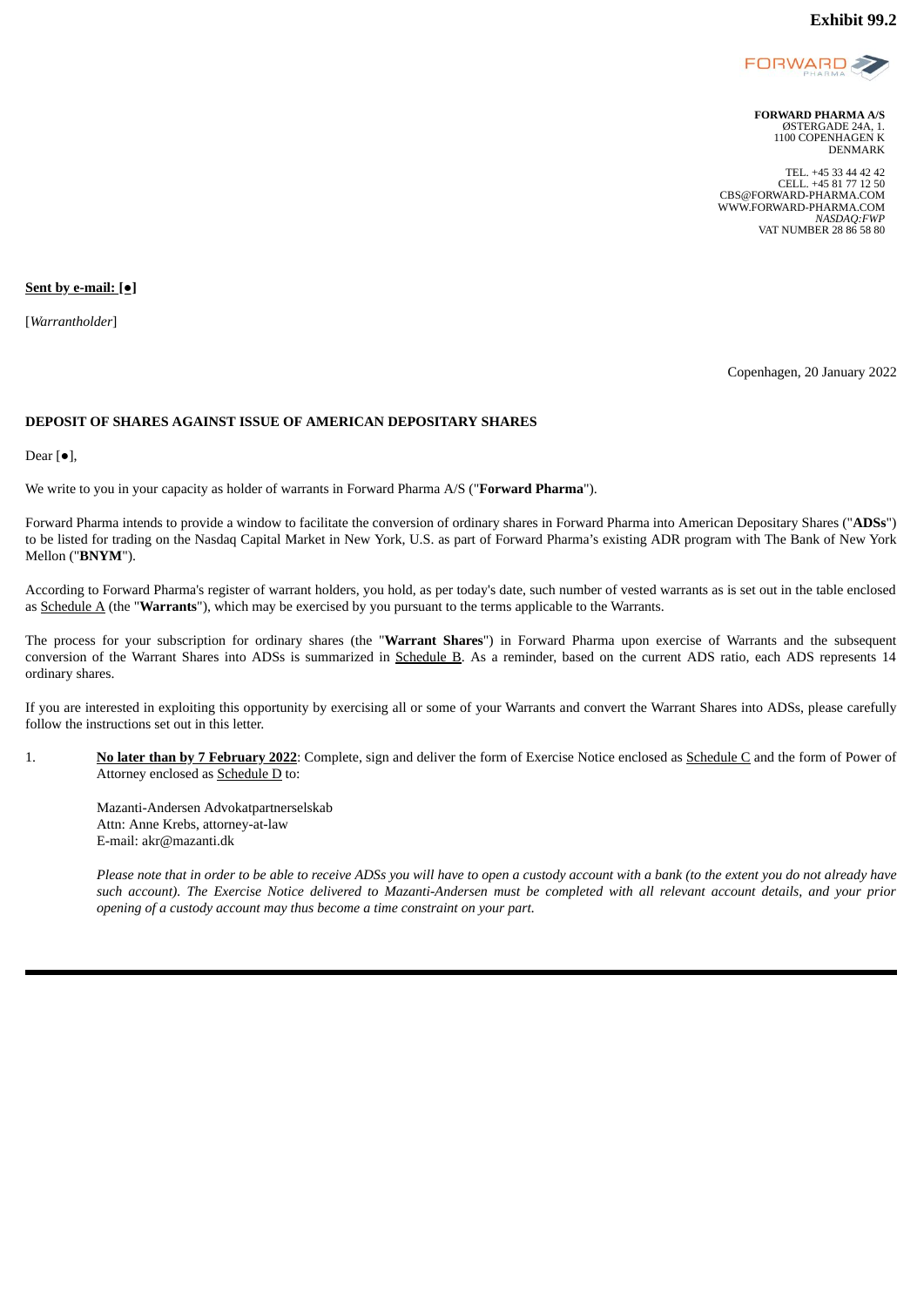**Exhibit 99.2**

FORWARD PHARMA

**FORWARD PHARMA A/S**
ØSTERGADE 24A, 1.
1100 COPENHAGEN K
DENMARK

TEL. +45 33 44 42 42
CELL. +45 81 77 12 50
CBS@FORWARD-PHARMA.COM
WWW.FORWARD-PHARMA.COM
*NASDAQ:FWP*
VAT NUMBER 28 86 58 80

**Sent by e-mail: [●]**

[*Warrantholder*]

Copenhagen, 20 January 2022

**DEPOSIT OF SHARES AGAINST ISSUE OF AMERICAN DEPOSITARY SHARES**

Dear [●],

We write to you in your capacity as holder of warrants in Forward Pharma A/S ("**Forward Pharma**").

Forward Pharma intends to provide a window to facilitate the conversion of ordinary shares in Forward Pharma into American Depositary Shares ("**ADSs**") to be listed for trading on the Nasdaq Capital Market in New York, U.S. as part of Forward Pharma's existing ADR program with The Bank of New York Mellon ("**BNYM**").

According to Forward Pharma's register of warrant holders, you hold, as per today's date, such number of vested warrants as is set out in the table enclosed as Schedule A (the "**Warrants**"), which may be exercised by you pursuant to the terms applicable to the Warrants.

The process for your subscription for ordinary shares (the "**Warrant Shares**") in Forward Pharma upon exercise of Warrants and the subsequent conversion of the Warrant Shares into ADSs is summarized in Schedule B. As a reminder, based on the current ADS ratio, each ADS represents 14 ordinary shares.

If you are interested in exploiting this opportunity by exercising all or some of your Warrants and convert the Warrant Shares into ADSs, please carefully follow the instructions set out in this letter.

1. **No later than by 7 February 2022**: Complete, sign and deliver the form of Exercise Notice enclosed as Schedule C and the form of Power of Attorney enclosed as Schedule D to:

   Mazanti-Andersen Advokatpartnerselskab
   Attn: Anne Krebs, attorney-at-law
   E-mail: akr@mazanti.dk

   *Please note that in order to be able to receive ADSs you will have to open a custody account with a bank (to the extent you do not already have such account). The Exercise Notice delivered to Mazanti-Andersen must be completed with all relevant account details, and your prior opening of a custody account may thus become a time constraint on your part.*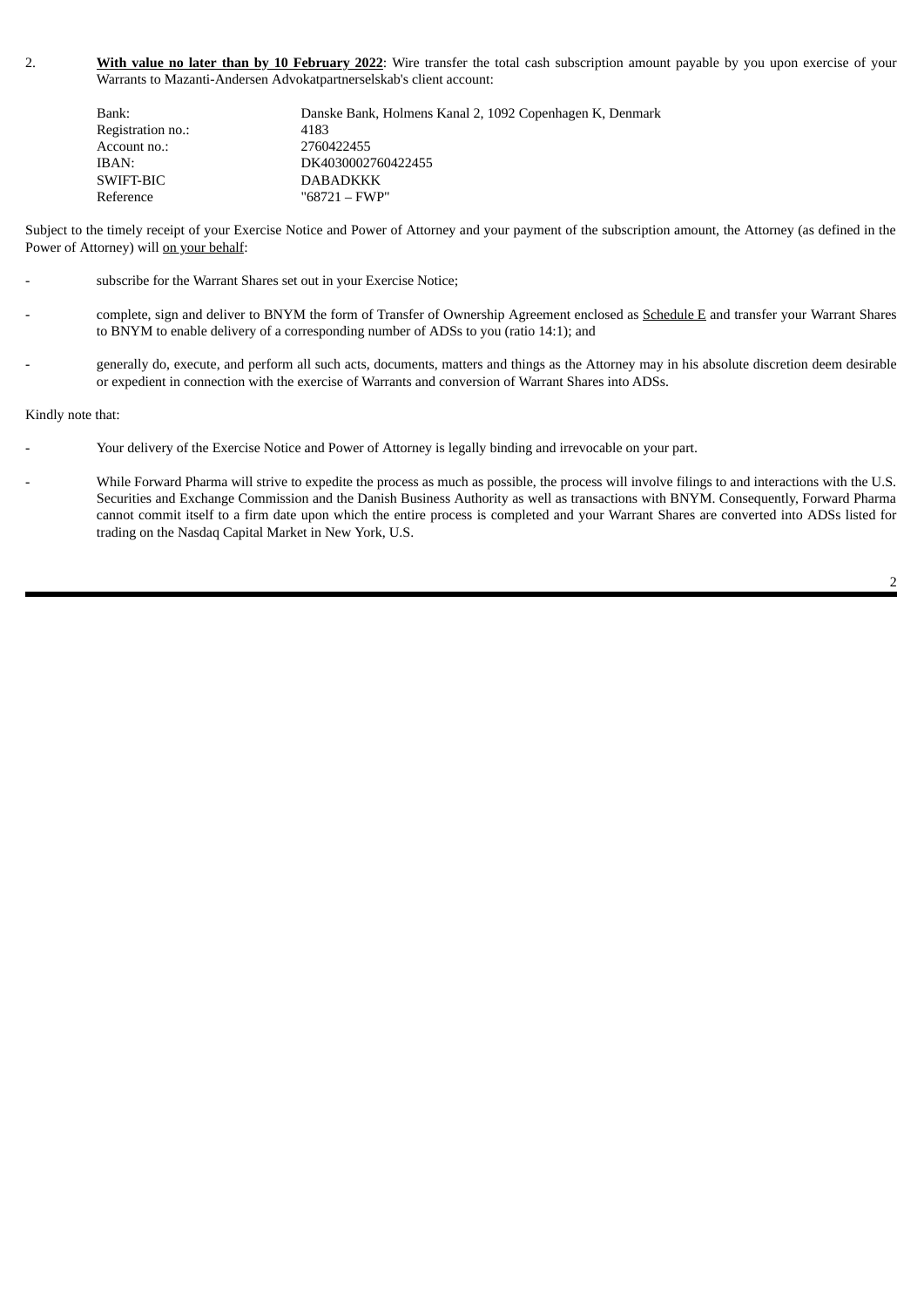2. **With value no later than by 10 February 2022**: Wire transfer the total cash subscription amount payable by you upon exercise of your Warrants to Mazanti-Andersen Advokatpartnerselskab's client account:

| | |
|---|---|
| Bank: | Danske Bank, Holmens Kanal 2, 1092 Copenhagen K, Denmark |
| Registration no.: | 4183 |
| Account no.: | 2760422455 |
| IBAN: | DK4030002760422455 |
| SWIFT-BIC | DABADKKK |
| Reference | "68721 – FWP" |

Subject to the timely receipt of your Exercise Notice and Power of Attorney and your payment of the subscription amount, the Attorney (as defined in the Power of Attorney) will on your behalf:

- subscribe for the Warrant Shares set out in your Exercise Notice;
- complete, sign and deliver to BNYM the form of Transfer of Ownership Agreement enclosed as Schedule E and transfer your Warrant Shares to BNYM to enable delivery of a corresponding number of ADSs to you (ratio 14:1); and
- generally do, execute, and perform all such acts, documents, matters and things as the Attorney may in his absolute discretion deem desirable or expedient in connection with the exercise of Warrants and conversion of Warrant Shares into ADSs.

Kindly note that:

- Your delivery of the Exercise Notice and Power of Attorney is legally binding and irrevocable on your part.
- While Forward Pharma will strive to expedite the process as much as possible, the process will involve filings to and interactions with the U.S. Securities and Exchange Commission and the Danish Business Authority as well as transactions with BNYM. Consequently, Forward Pharma cannot commit itself to a firm date upon which the entire process is completed and your Warrant Shares are converted into ADSs listed for trading on the Nasdaq Capital Market in New York, U.S.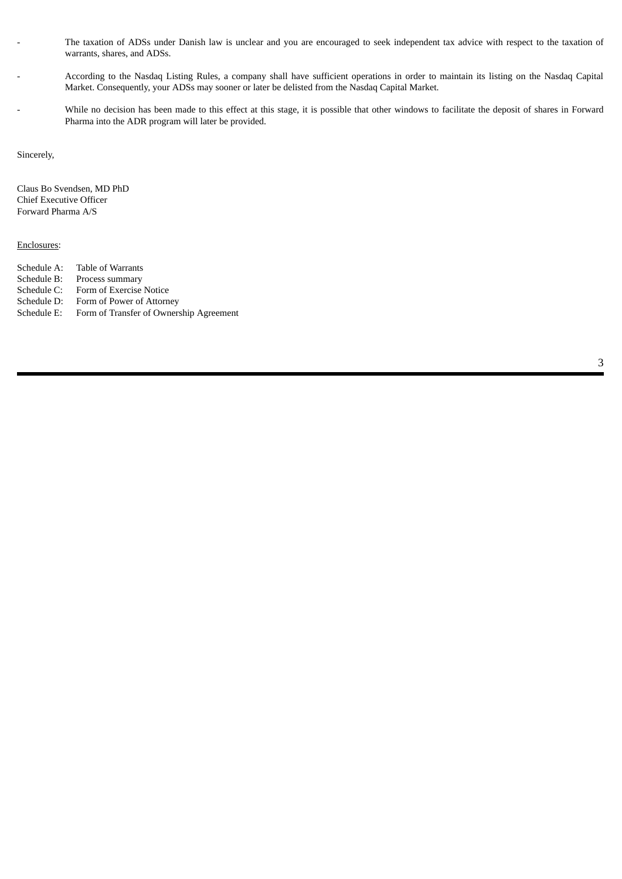- The taxation of ADSs under Danish law is unclear and you are encouraged to seek independent tax advice with respect to the taxation of warrants, shares, and ADSs.
- According to the Nasdaq Listing Rules, a company shall have sufficient operations in order to maintain its listing on the Nasdaq Capital Market. Consequently, your ADSs may sooner or later be delisted from the Nasdaq Capital Market.
- While no decision has been made to this effect at this stage, it is possible that other windows to facilitate the deposit of shares in Forward Pharma into the ADR program will later be provided.

Sincerely,

Claus Bo Svendsen, MD PhD
Chief Executive Officer
Forward Pharma A/S

Enclosures:

Schedule A: Table of Warrants
Schedule B: Process summary
Schedule C: Form of Exercise Notice
Schedule D: Form of Power of Attorney
Schedule E: Form of Transfer of Ownership Agreement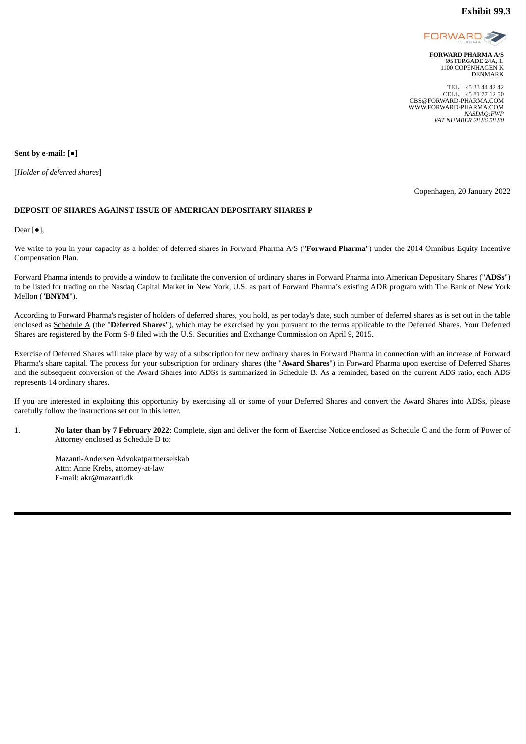**Exhibit 99.3**

FORWARD PHARMA

**FORWARD PHARMA A/S**
ØSTERGADE 24A, 1.
1100 COPENHAGEN K
DENMARK

TEL. +45 33 44 42 42
CELL. +45 81 77 12 50
CBS@FORWARD-PHARMA.COM
WWW.FORWARD-PHARMA.COM
*NASDAQ:FWP*
*VAT NUMBER 28 86 58 80*

**Sent by e-mail: [●]**

[*Holder of deferred shares*]

Copenhagen, 20 January 2022

**DEPOSIT OF SHARES AGAINST ISSUE OF AMERICAN DEPOSITARY SHARES P**

Dear [●],

We write to you in your capacity as a holder of deferred shares in Forward Pharma A/S ("**Forward Pharma**") under the 2014 Omnibus Equity Incentive Compensation Plan.

Forward Pharma intends to provide a window to facilitate the conversion of ordinary shares in Forward Pharma into American Depositary Shares ("**ADSs**") to be listed for trading on the Nasdaq Capital Market in New York, U.S. as part of Forward Pharma's existing ADR program with The Bank of New York Mellon ("**BNYM**").

According to Forward Pharma's register of holders of deferred shares, you hold, as per today's date, such number of deferred shares as is set out in the table enclosed as Schedule A (the "**Deferred Shares**"), which may be exercised by you pursuant to the terms applicable to the Deferred Shares. Your Deferred Shares are registered by the Form S-8 filed with the U.S. Securities and Exchange Commission on April 9, 2015.

Exercise of Deferred Shares will take place by way of a subscription for new ordinary shares in Forward Pharma in connection with an increase of Forward Pharma's share capital. The process for your subscription for ordinary shares (the "**Award Shares**") in Forward Pharma upon exercise of Deferred Shares and the subsequent conversion of the Award Shares into ADSs is summarized in Schedule B. As a reminder, based on the current ADS ratio, each ADS represents 14 ordinary shares.

If you are interested in exploiting this opportunity by exercising all or some of your Deferred Shares and convert the Award Shares into ADSs, please carefully follow the instructions set out in this letter.

1. **No later than by 7 February 2022**: Complete, sign and deliver the form of Exercise Notice enclosed as Schedule C and the form of Power of Attorney enclosed as Schedule D to:

   Mazanti-Andersen Advokatpartnerselskab
   Attn: Anne Krebs, attorney-at-law
   E-mail: akr@mazanti.dk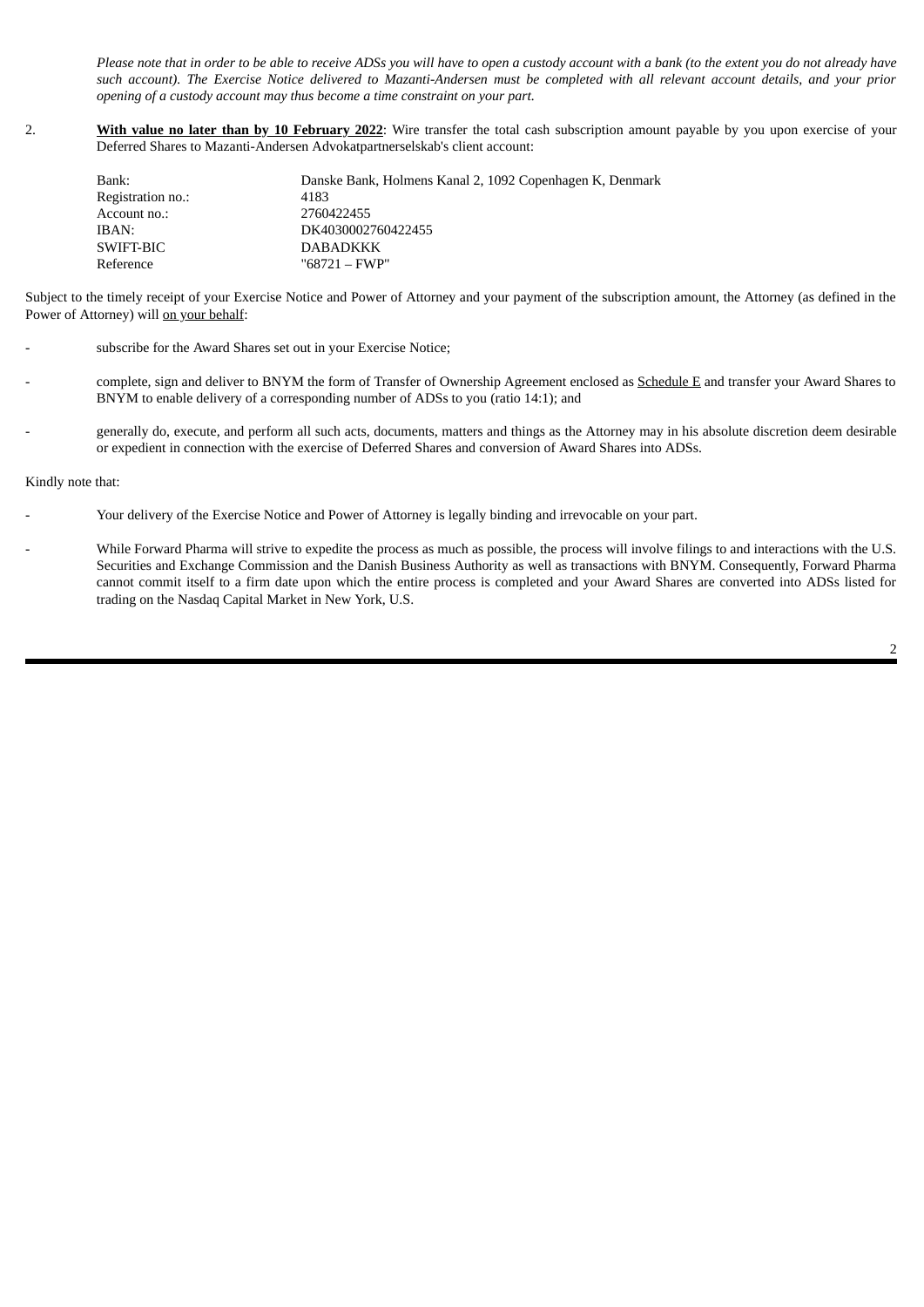*Please note that in order to be able to receive ADSs you will have to open a custody account with a bank (to the extent you do not already have such account). The Exercise Notice delivered to Mazanti-Andersen must be completed with all relevant account details, and your prior opening of a custody account may thus become a time constraint on your part.*

2. **<u>With value no later than by 10 February 2022</u>**: Wire transfer the total cash subscription amount payable by you upon exercise of your Deferred Shares to Mazanti-Andersen Advokatpartnerselskab's client account:

| | |
|---|---|
| Bank: | Danske Bank, Holmens Kanal 2, 1092 Copenhagen K, Denmark |
| Registration no.: | 4183 |
| Account no.: | 2760422455 |
| IBAN: | DK4030002760422455 |
| SWIFT-BIC | DABADKKK |
| Reference | "68721 – FWP" |

Subject to the timely receipt of your Exercise Notice and Power of Attorney and your payment of the subscription amount, the Attorney (as defined in the Power of Attorney) will <u>on your behalf</u>:

- subscribe for the Award Shares set out in your Exercise Notice;
- complete, sign and deliver to BNYM the form of Transfer of Ownership Agreement enclosed as <u>Schedule E</u> and transfer your Award Shares to BNYM to enable delivery of a corresponding number of ADSs to you (ratio 14:1); and
- generally do, execute, and perform all such acts, documents, matters and things as the Attorney may in his absolute discretion deem desirable or expedient in connection with the exercise of Deferred Shares and conversion of Award Shares into ADSs.

Kindly note that:

- Your delivery of the Exercise Notice and Power of Attorney is legally binding and irrevocable on your part.
- While Forward Pharma will strive to expedite the process as much as possible, the process will involve filings to and interactions with the U.S. Securities and Exchange Commission and the Danish Business Authority as well as transactions with BNYM. Consequently, Forward Pharma cannot commit itself to a firm date upon which the entire process is completed and your Award Shares are converted into ADSs listed for trading on the Nasdaq Capital Market in New York, U.S.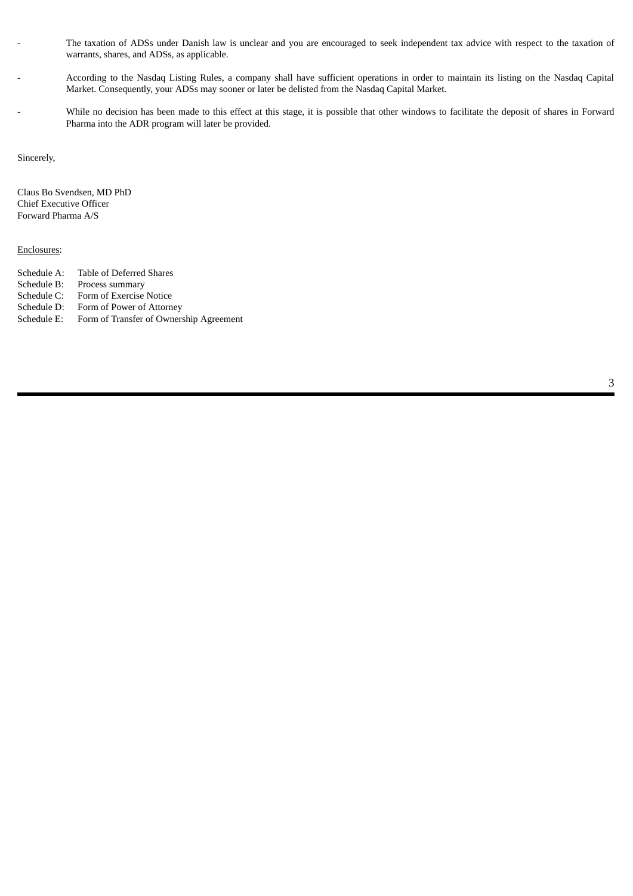- The taxation of ADSs under Danish law is unclear and you are encouraged to seek independent tax advice with respect to the taxation of warrants, shares, and ADSs, as applicable.
- According to the Nasdaq Listing Rules, a company shall have sufficient operations in order to maintain its listing on the Nasdaq Capital Market. Consequently, your ADSs may sooner or later be delisted from the Nasdaq Capital Market.
- While no decision has been made to this effect at this stage, it is possible that other windows to facilitate the deposit of shares in Forward Pharma into the ADR program will later be provided.

Sincerely,

Claus Bo Svendsen, MD PhD
Chief Executive Officer
Forward Pharma A/S

Enclosures:

| | |
|---|---|
| Schedule A: | Table of Deferred Shares |
| Schedule B: | Process summary |
| Schedule C: | Form of Exercise Notice |
| Schedule D: | Form of Power of Attorney |
| Schedule E: | Form of Transfer of Ownership Agreement |